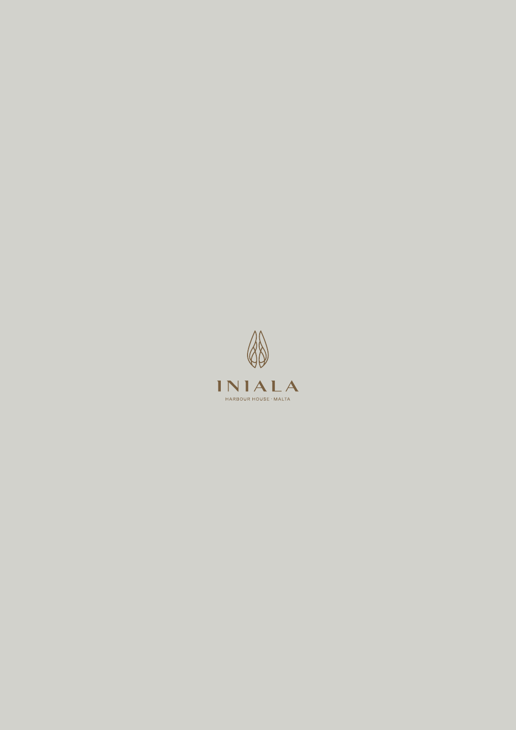# INIALA

HARBOUR HOUSE · MALTA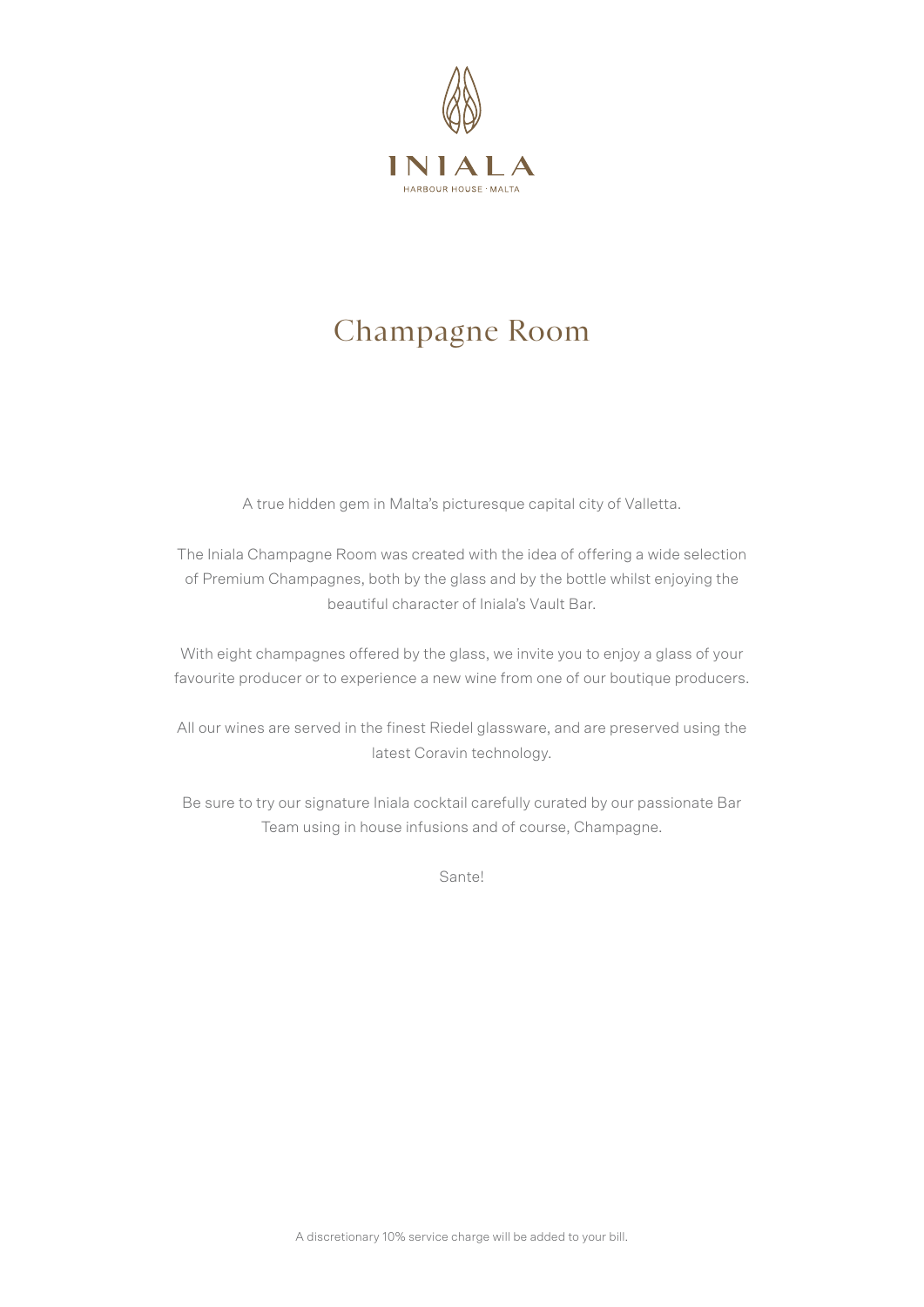INIALA

HARBOUR HOUSE · MALTA

# Champagne Room

A true hidden gem in Malta's picturesque capital city of Valletta.

The Iniala Champagne Room was created with the idea of offering a wide selection of Premium Champagnes, both by the glass and by the bottle whilst enjoying the beautiful character of Iniala's Vault Bar.

With eight champagnes offered by the glass, we invite you to enjoy a glass of your favourite producer or to experience a new wine from one of our boutique producers.

All our wines are served in the finest Riedel glassware, and are preserved using the latest Coravin technology.

Be sure to try our signature Iniala cocktail carefully curated by our passionate Bar Team using in house infusions and of course, Champagne.

Sante!

A discretionary 10% service charge will be added to your bill.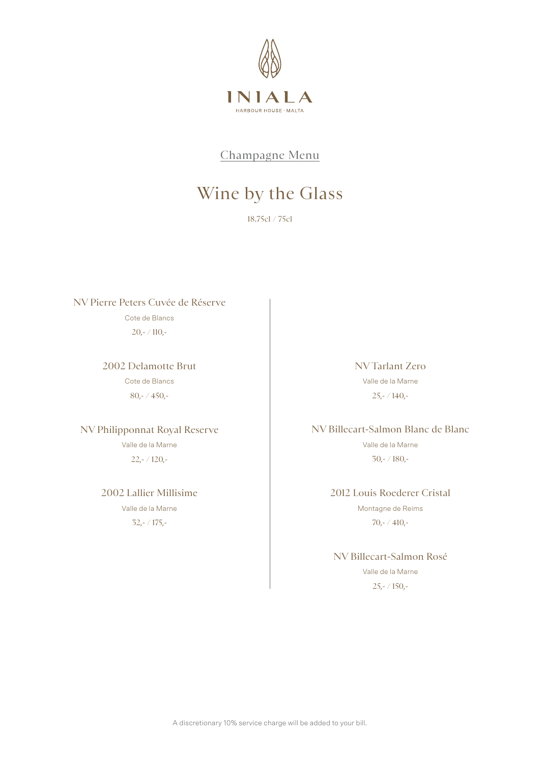INIALA

HARBOUR HOUSE · MALTA

## Champagne Menu

# Wine by the Glass

18.75cl / 75cl

### NV Pierre Peters Cuvée de Réserve

Cote de Blancs

20,- / 110,-

### 2002 Delamotte Brut

Cote de Blancs

80,- / 450,-

### NV Philipponnat Royal Reserve

Valle de la Marne

22,- / 120,-

### 2002 Lallier Millisime

Valle de la Marne

32,- / 175,-

### NV Tarlant Zero

Valle de la Marne

25,- / 140,-

### NV Billecart-Salmon Blanc de Blanc

Valle de la Marne

30,- / 180,-

### 2012 Louis Roederer Cristal

Montagne de Reims

70,- / 410,-

### NV Billecart-Salmon Rosé

Valle de la Marne

25,- / 150,-

A discretionary 10% service charge will be added to your bill.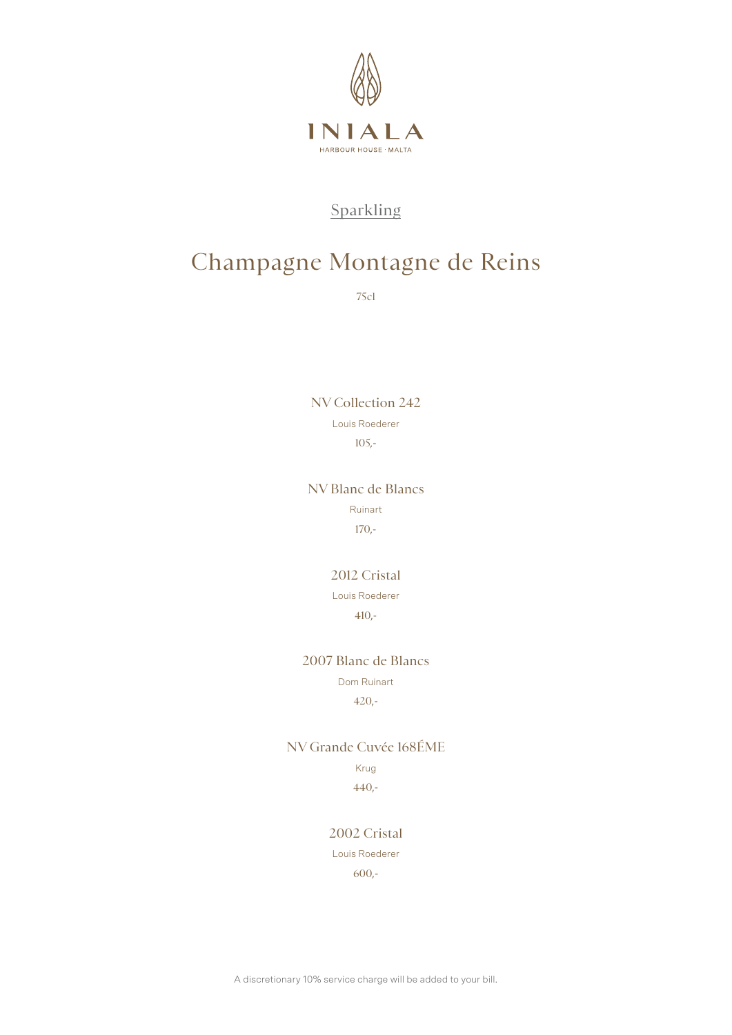INIALA

HARBOUR HOUSE · MALTA

## Sparkling

# Champagne Montagne de Reins

75cl

### NV Collection 242

Louis Roederer

105,-

### NV Blanc de Blancs

Ruinart

170,-

### 2012 Cristal

Louis Roederer

410,-

### 2007 Blanc de Blancs

Dom Ruinart

420,-

### NV Grande Cuvée 168ÉME

Krug

440,-

### 2002 Cristal

Louis Roederer

600,-

A discretionary 10% service charge will be added to your bill.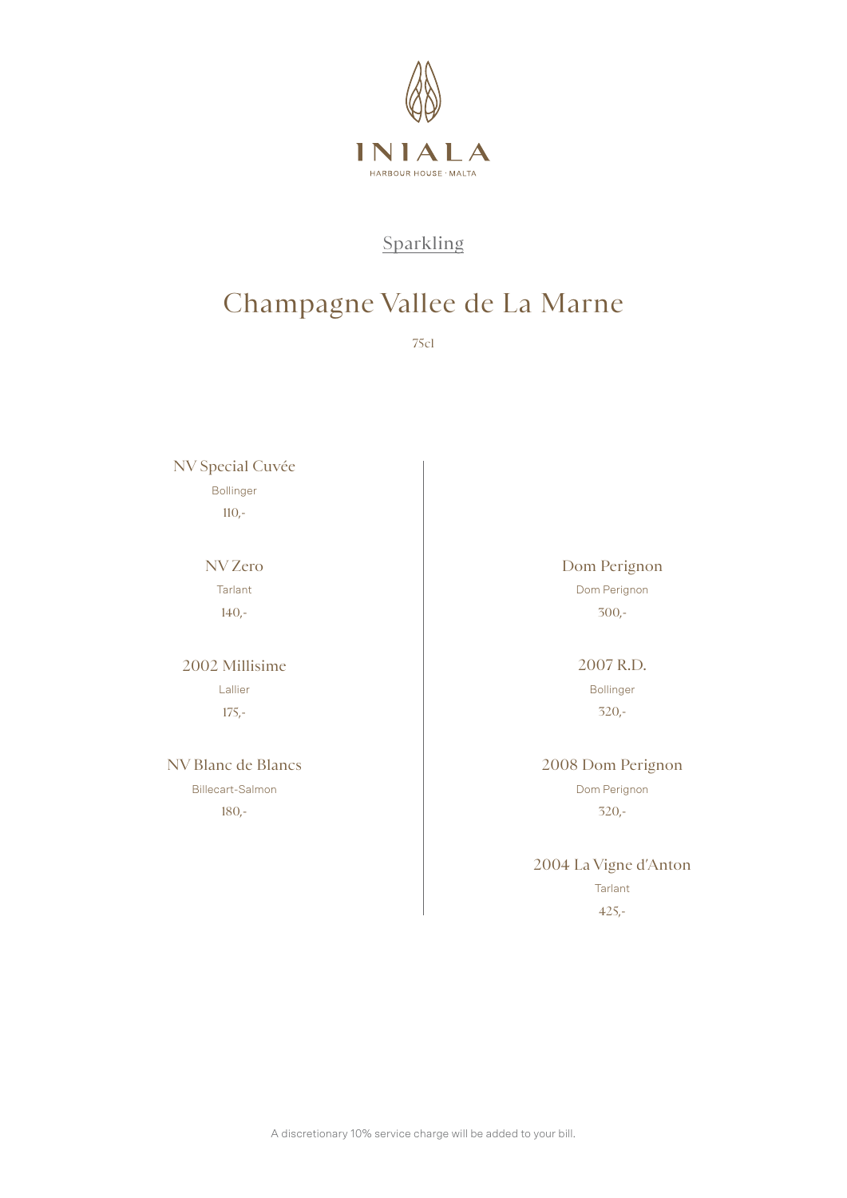INIALA

HARBOUR HOUSE · MALTA

## Sparkling

# Champagne Vallee de La Marne

75cl

### NV Special Cuvée
Bollinger
110,-

### NV Zero
Tarlant
140,-

### 2002 Millisime
Lallier
175,-

### NV Blanc de Blancs
Billecart-Salmon
180,-

### Dom Perignon
Dom Perignon
300,-

### 2007 R.D.
Bollinger
320,-

### 2008 Dom Perignon
Dom Perignon
320,-

### 2004 La Vigne d'Anton
Tarlant
425,-

A discretionary 10% service charge will be added to your bill.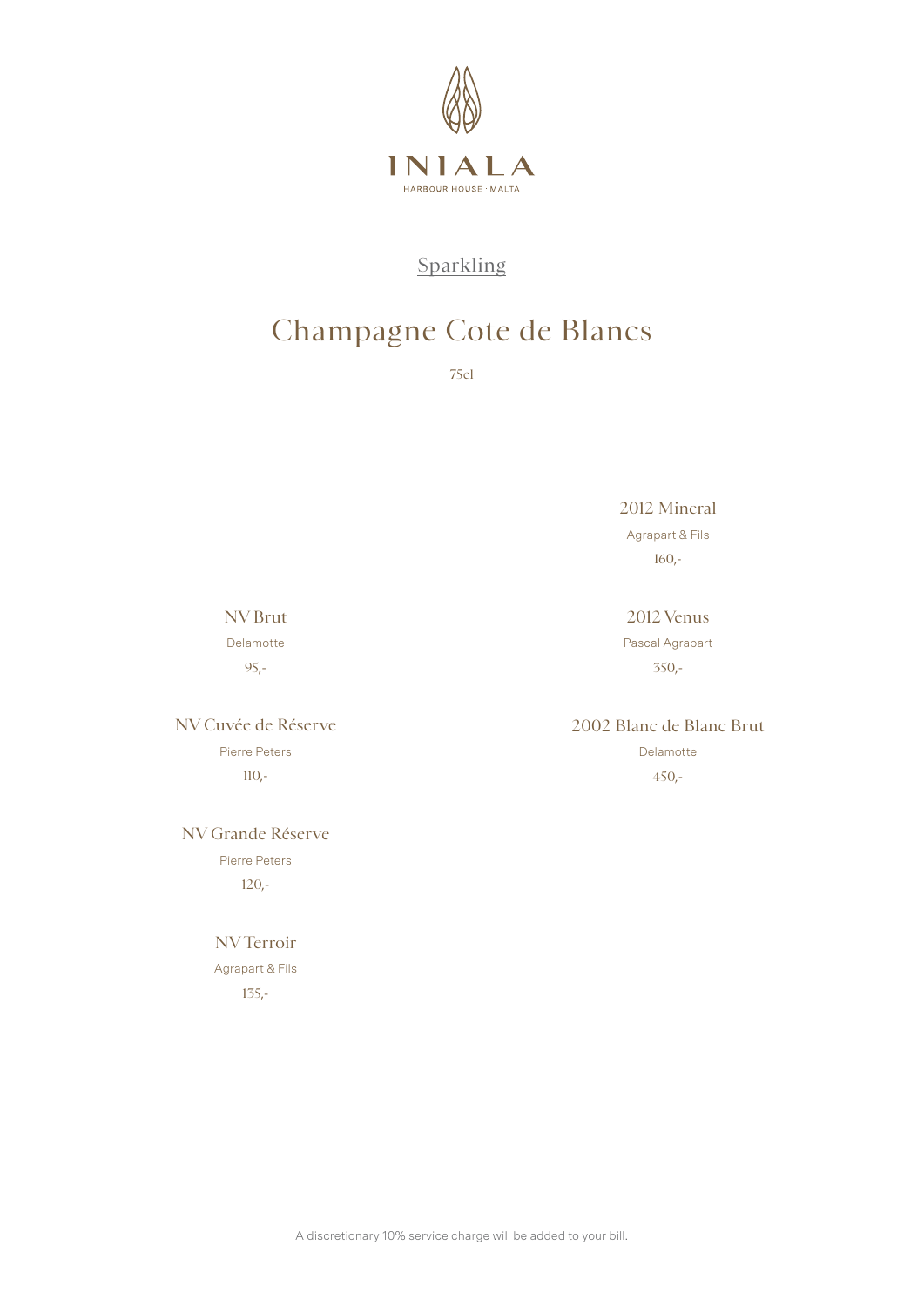INIALA

HARBOUR HOUSE · MALTA

## Sparkling

# Champagne Cote de Blancs

75cl

NV Brut
Delamotte
95,-

NV Cuvée de Réserve
Pierre Peters
110,-

NV Grande Réserve
Pierre Peters
120,-

NV Terroir
Agrapart & Fils
135,-

2012 Mineral
Agrapart & Fils
160,-

2012 Venus
Pascal Agrapart
350,-

2002 Blanc de Blanc Brut
Delamotte
450,-

A discretionary 10% service charge will be added to your bill.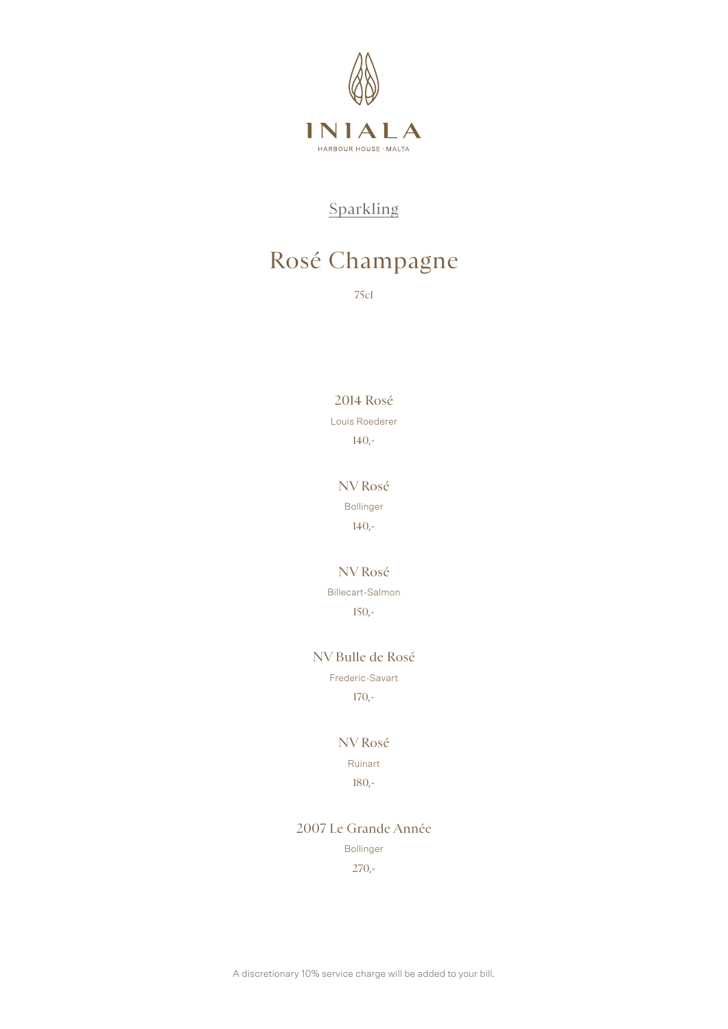INIALA

HARBOUR HOUSE · MALTA

## Sparkling

# Rosé Champagne

75cl

### 2014 Rosé

Louis Roederer

140,-

### NV Rosé

Bollinger

140,-

### NV Rosé

Billecart-Salmon

150,-

### NV Bulle de Rosé

Frederic-Savart

170,-

### NV Rosé

Ruinart

180,-

### 2007 Le Grande Année

Bollinger

270,-

A discretionary 10% service charge will be added to your bill.